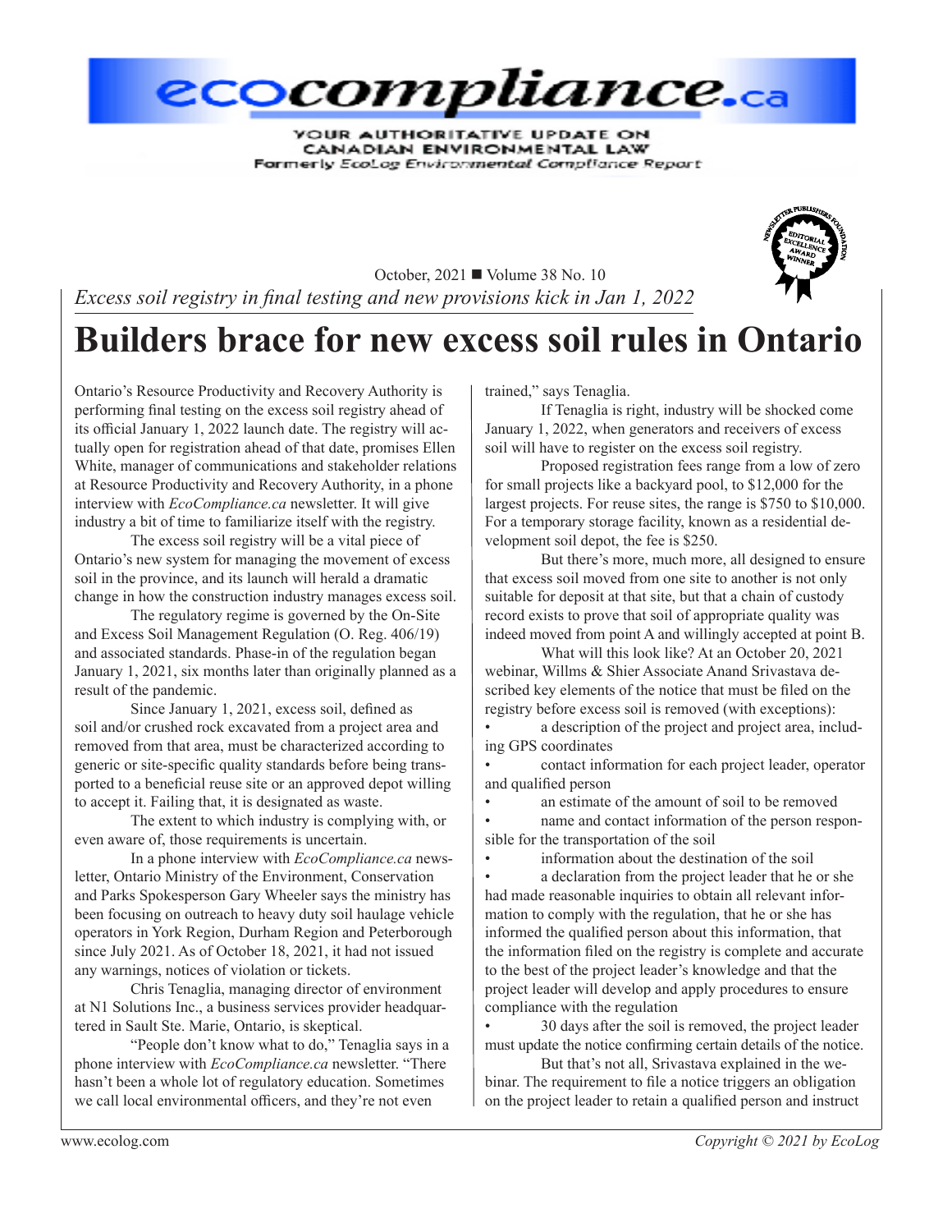# ecocompliance.ca

YOUR AUTHORITATIVE UPDATE ON CANADIAN ENVIRONMENTAL LAW

Formerly *EcoLog Environmental Compliance Report*

October, 2021 ■ Volume 38 No. 10

*Excess soil registry in final testing and new provisions kick in Jan 1, 2022*

# Builders brace for new excess soil rules in Ontario

Ontario's Resource Productivity and Recovery Authority is performing final testing on the excess soil registry ahead of its official January 1, 2022 launch date. The registry will actually open for registration ahead of that date, promises Ellen White, manager of communications and stakeholder relations at Resource Productivity and Recovery Authority, in a phone interview with *EcoCompliance.ca* newsletter. It will give industry a bit of time to familiarize itself with the registry.

The excess soil registry will be a vital piece of Ontario's new system for managing the movement of excess soil in the province, and its launch will herald a dramatic change in how the construction industry manages excess soil.

The regulatory regime is governed by the On-Site and Excess Soil Management Regulation (O. Reg. 406/19) and associated standards. Phase-in of the regulation began January 1, 2021, six months later than originally planned as a result of the pandemic.

Since January 1, 2021, excess soil, defined as soil and/or crushed rock excavated from a project area and removed from that area, must be characterized according to generic or site-specific quality standards before being transported to a beneficial reuse site or an approved depot willing to accept it. Failing that, it is designated as waste.

The extent to which industry is complying with, or even aware of, those requirements is uncertain.

In a phone interview with *EcoCompliance.ca* newsletter, Ontario Ministry of the Environment, Conservation and Parks Spokesperson Gary Wheeler says the ministry has been focusing on outreach to heavy duty soil haulage vehicle operators in York Region, Durham Region and Peterborough since July 2021. As of October 18, 2021, it had not issued any warnings, notices of violation or tickets.

Chris Tenaglia, managing director of environment at N1 Solutions Inc., a business services provider headquartered in Sault Ste. Marie, Ontario, is skeptical.

"People don't know what to do," Tenaglia says in a phone interview with *EcoCompliance.ca* newsletter. "There hasn't been a whole lot of regulatory education. Sometimes we call local environmental officers, and they're not even trained," says Tenaglia.

If Tenaglia is right, industry will be shocked come January 1, 2022, when generators and receivers of excess soil will have to register on the excess soil registry.

Proposed registration fees range from a low of zero for small projects like a backyard pool, to $12,000 for the largest projects. For reuse sites, the range is $750 to $10,000. For a temporary storage facility, known as a residential development soil depot, the fee is $250.

But there's more, much more, all designed to ensure that excess soil moved from one site to another is not only suitable for deposit at that site, but that a chain of custody record exists to prove that soil of appropriate quality was indeed moved from point A and willingly accepted at point B.

What will this look like? At an October 20, 2021 webinar, Willms & Shier Associate Anand Srivastava described key elements of the notice that must be filed on the registry before excess soil is removed (with exceptions):

- a description of the project and project area, including GPS coordinates
- contact information for each project leader, operator and qualified person
- an estimate of the amount of soil to be removed
- name and contact information of the person responsible for the transportation of the soil
- information about the destination of the soil
- a declaration from the project leader that he or she had made reasonable inquiries to obtain all relevant information to comply with the regulation, that he or she has informed the qualified person about this information, that the information filed on the registry is complete and accurate to the best of the project leader's knowledge and that the project leader will develop and apply procedures to ensure compliance with the regulation
- 30 days after the soil is removed, the project leader must update the notice confirming certain details of the notice.

But that's not all, Srivastava explained in the webinar. The requirement to file a notice triggers an obligation on the project leader to retain a qualified person and instruct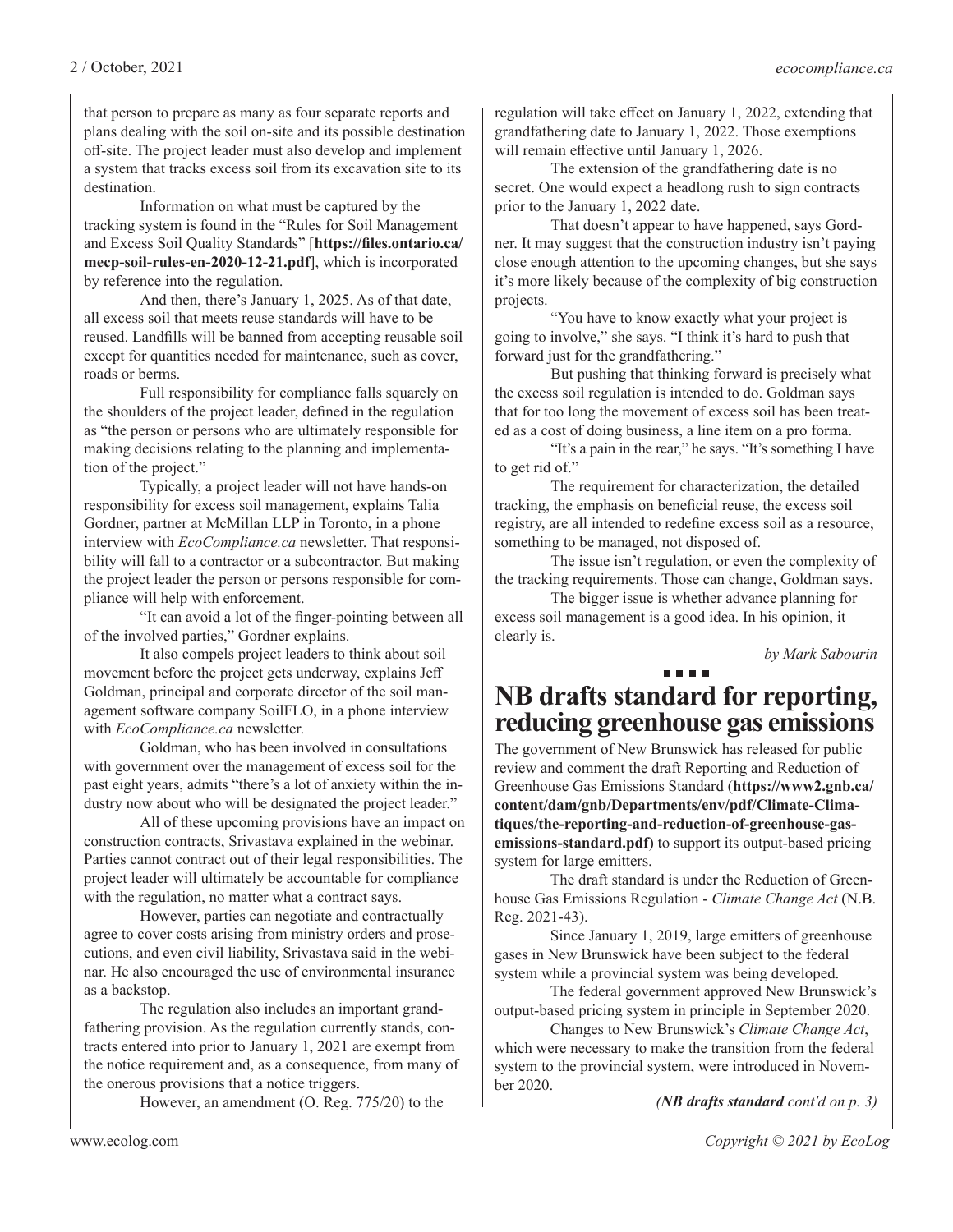that person to prepare as many as four separate reports and plans dealing with the soil on-site and its possible destination off-site. The project leader must also develop and implement a system that tracks excess soil from its excavation site to its destination.

Information on what must be captured by the tracking system is found in the "Rules for Soil Management and Excess Soil Quality Standards" [**https://files.ontario.ca/mecp-soil-rules-en-2020-12-21.pdf**], which is incorporated by reference into the regulation.

And then, there's January 1, 2025. As of that date, all excess soil that meets reuse standards will have to be reused. Landfills will be banned from accepting reusable soil except for quantities needed for maintenance, such as cover, roads or berms.

Full responsibility for compliance falls squarely on the shoulders of the project leader, defined in the regulation as "the person or persons who are ultimately responsible for making decisions relating to the planning and implementation of the project."

Typically, a project leader will not have hands-on responsibility for excess soil management, explains Talia Gordner, partner at McMillan LLP in Toronto, in a phone interview with *EcoCompliance.ca* newsletter. That responsibility will fall to a contractor or a subcontractor. But making the project leader the person or persons responsible for compliance will help with enforcement.

"It can avoid a lot of the finger-pointing between all of the involved parties," Gordner explains.

It also compels project leaders to think about soil movement before the project gets underway, explains Jeff Goldman, principal and corporate director of the soil management software company SoilFLO, in a phone interview with *EcoCompliance.ca* newsletter.

Goldman, who has been involved in consultations with government over the management of excess soil for the past eight years, admits "there's a lot of anxiety within the industry now about who will be designated the project leader."

All of these upcoming provisions have an impact on construction contracts, Srivastava explained in the webinar. Parties cannot contract out of their legal responsibilities. The project leader will ultimately be accountable for compliance with the regulation, no matter what a contract says.

However, parties can negotiate and contractually agree to cover costs arising from ministry orders and prosecutions, and even civil liability, Srivastava said in the webinar. He also encouraged the use of environmental insurance as a backstop.

The regulation also includes an important grandfathering provision. As the regulation currently stands, contracts entered into prior to January 1, 2021 are exempt from the notice requirement and, as a consequence, from many of the onerous provisions that a notice triggers.

However, an amendment (O. Reg. 775/20) to the regulation will take effect on January 1, 2022, extending that grandfathering date to January 1, 2022. Those exemptions will remain effective until January 1, 2026.

The extension of the grandfathering date is no secret. One would expect a headlong rush to sign contracts prior to the January 1, 2022 date.

That doesn't appear to have happened, says Gordner. It may suggest that the construction industry isn't paying close enough attention to the upcoming changes, but she says it's more likely because of the complexity of big construction projects.

"You have to know exactly what your project is going to involve," she says. "I think it's hard to push that forward just for the grandfathering."

But pushing that thinking forward is precisely what the excess soil regulation is intended to do. Goldman says that for too long the movement of excess soil has been treated as a cost of doing business, a line item on a pro forma.

"It's a pain in the rear," he says. "It's something I have to get rid of."

The requirement for characterization, the detailed tracking, the emphasis on beneficial reuse, the excess soil registry, are all intended to redefine excess soil as a resource, something to be managed, not disposed of.

The issue isn't regulation, or even the complexity of the tracking requirements. Those can change, Goldman says.

The bigger issue is whether advance planning for excess soil management is a good idea. In his opinion, it clearly is.

*by Mark Sabourin*

# NB drafts standard for reporting, reducing greenhouse gas emissions

The government of New Brunswick has released for public review and comment the draft Reporting and Reduction of Greenhouse Gas Emissions Standard (**https://www2.gnb.ca/content/dam/gnb/Departments/env/pdf/Climate-Climatiques/the-reporting-and-reduction-of-greenhouse-gas-emissions-standard.pdf**) to support its output-based pricing system for large emitters.

The draft standard is under the Reduction of Greenhouse Gas Emissions Regulation - *Climate Change Act* (N.B. Reg. 2021-43).

Since January 1, 2019, large emitters of greenhouse gases in New Brunswick have been subject to the federal system while a provincial system was being developed.

The federal government approved New Brunswick's output-based pricing system in principle in September 2020.

Changes to New Brunswick's *Climate Change Act*, which were necessary to make the transition from the federal system to the provincial system, were introduced in November 2020.

*(**NB drafts standard** cont'd on p. 3)*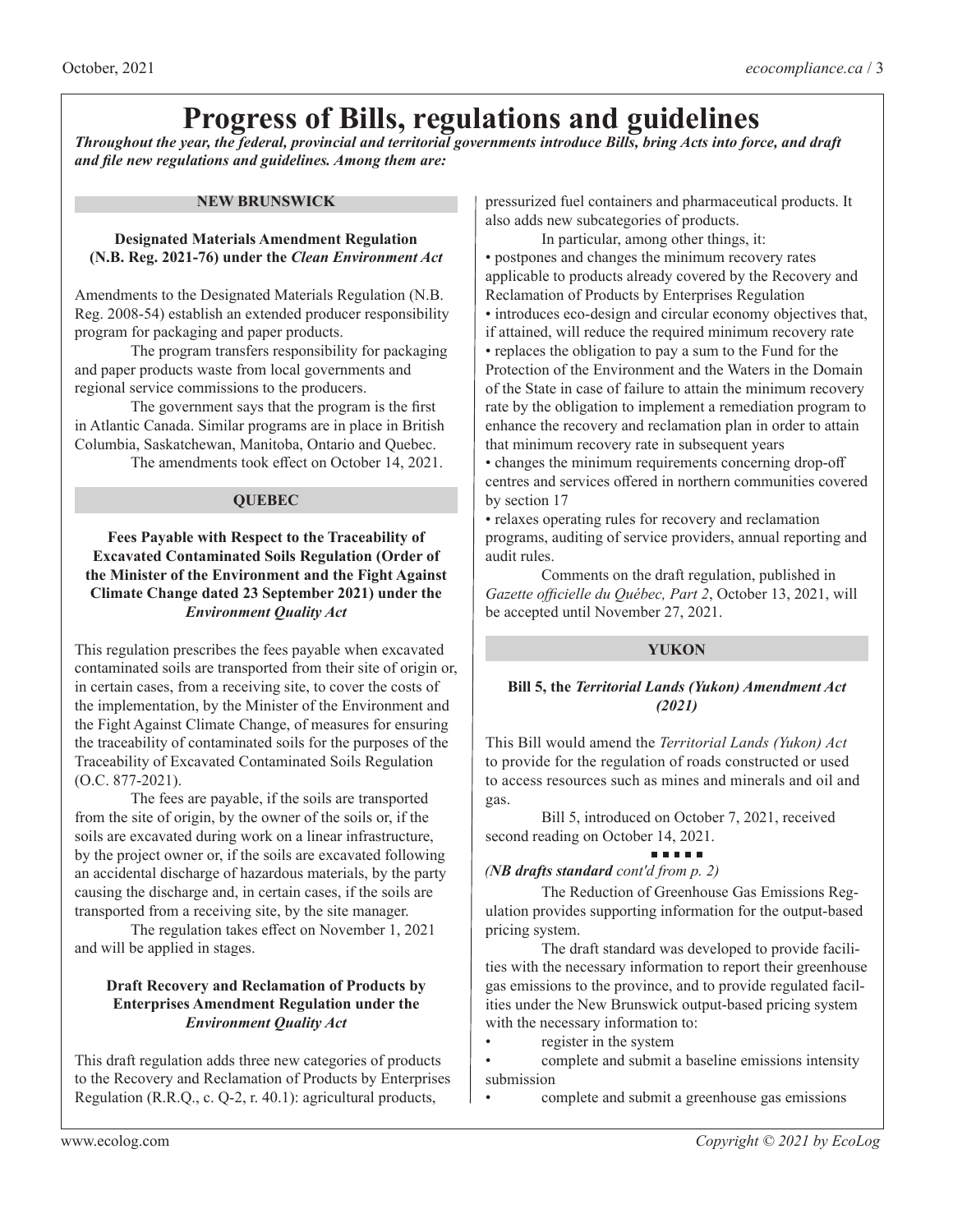# Progress of Bills, regulations and guidelines

***Throughout the year, the federal, provincial and territorial governments introduce Bills, bring Acts into force, and draft and file new regulations and guidelines. Among them are:***

## NEW BRUNSWICK

### Designated Materials Amendment Regulation (N.B. Reg. 2021-76) under the *Clean Environment Act*

Amendments to the Designated Materials Regulation (N.B. Reg. 2008-54) establish an extended producer responsibility program for packaging and paper products.

The program transfers responsibility for packaging and paper products waste from local governments and regional service commissions to the producers.

The government says that the program is the first in Atlantic Canada. Similar programs are in place in British Columbia, Saskatchewan, Manitoba, Ontario and Quebec.

The amendments took effect on October 14, 2021.

## QUEBEC

### Fees Payable with Respect to the Traceability of Excavated Contaminated Soils Regulation (Order of the Minister of the Environment and the Fight Against Climate Change dated 23 September 2021) under the *Environment Quality Act*

This regulation prescribes the fees payable when excavated contaminated soils are transported from their site of origin or, in certain cases, from a receiving site, to cover the costs of the implementation, by the Minister of the Environment and the Fight Against Climate Change, of measures for ensuring the traceability of contaminated soils for the purposes of the Traceability of Excavated Contaminated Soils Regulation (O.C. 877-2021).

The fees are payable, if the soils are transported from the site of origin, by the owner of the soils or, if the soils are excavated during work on a linear infrastructure, by the project owner or, if the soils are excavated following an accidental discharge of hazardous materials, by the party causing the discharge and, in certain cases, if the soils are transported from a receiving site, by the site manager.

The regulation takes effect on November 1, 2021 and will be applied in stages.

### Draft Recovery and Reclamation of Products by Enterprises Amendment Regulation under the *Environment Quality Act*

This draft regulation adds three new categories of products to the Recovery and Reclamation of Products by Enterprises Regulation (R.R.Q., c. Q-2, r. 40.1): agricultural products, pressurized fuel containers and pharmaceutical products. It also adds new subcategories of products.

In particular, among other things, it:

- postpones and changes the minimum recovery rates applicable to products already covered by the Recovery and Reclamation of Products by Enterprises Regulation
- introduces eco-design and circular economy objectives that, if attained, will reduce the required minimum recovery rate
- replaces the obligation to pay a sum to the Fund for the Protection of the Environment and the Waters in the Domain of the State in case of failure to attain the minimum recovery rate by the obligation to implement a remediation program to enhance the recovery and reclamation plan in order to attain that minimum recovery rate in subsequent years
- changes the minimum requirements concerning drop-off centres and services offered in northern communities covered by section 17
- relaxes operating rules for recovery and reclamation programs, auditing of service providers, annual reporting and audit rules.

Comments on the draft regulation, published in *Gazette officielle du Québec, Part 2*, October 13, 2021, will be accepted until November 27, 2021.

## YUKON

### Bill 5, the *Territorial Lands (Yukon) Amendment Act (2021)*

This Bill would amend the *Territorial Lands (Yukon) Act* to provide for the regulation of roads constructed or used to access resources such as mines and minerals and oil and gas.

Bill 5, introduced on October 7, 2021, received second reading on October 14, 2021.

■ ■ ■ ■ ■

***(NB drafts standard** cont'd from p. 2)*

The Reduction of Greenhouse Gas Emissions Regulation provides supporting information for the output-based pricing system.

The draft standard was developed to provide facilities with the necessary information to report their greenhouse gas emissions to the province, and to provide regulated facilities under the New Brunswick output-based pricing system with the necessary information to:

- register in the system
- complete and submit a baseline emissions intensity submission
- complete and submit a greenhouse gas emissions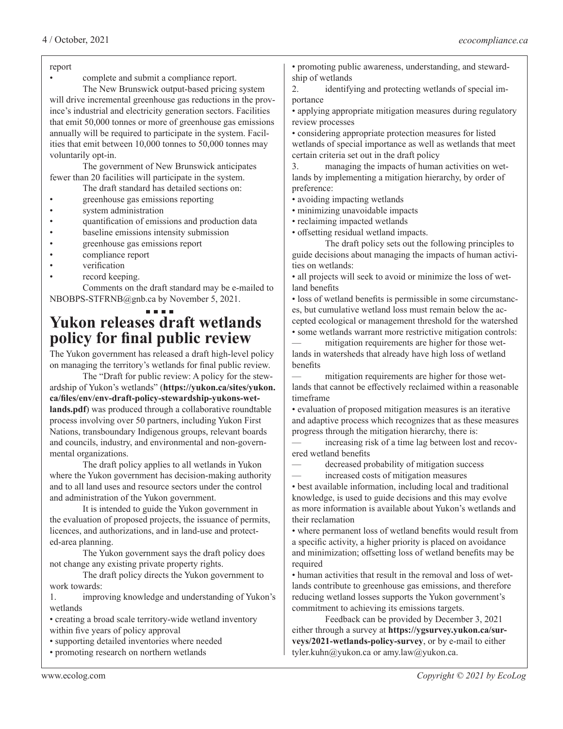report

- complete and submit a compliance report.

The New Brunswick output-based pricing system will drive incremental greenhouse gas reductions in the province's industrial and electricity generation sectors. Facilities that emit 50,000 tonnes or more of greenhouse gas emissions annually will be required to participate in the system. Facilities that emit between 10,000 tonnes to 50,000 tonnes may voluntarily opt-in.

The government of New Brunswick anticipates fewer than 20 facilities will participate in the system.

The draft standard has detailed sections on:

- greenhouse gas emissions reporting
- system administration
- quantification of emissions and production data
- baseline emissions intensity submission
- greenhouse gas emissions report
- compliance report
- verification
- record keeping.

Comments on the draft standard may be e-mailed to NBOBPS-STFRNB@gnb.ca by November 5, 2021.

# Yukon releases draft wetlands policy for final public review

The Yukon government has released a draft high-level policy on managing the territory's wetlands for final public review.

The "Draft for public review: A policy for the stewardship of Yukon's wetlands" (**https://yukon.ca/sites/yukon.ca/files/env/env-draft-policy-stewardship-yukons-wetlands.pdf**) was produced through a collaborative roundtable process involving over 50 partners, including Yukon First Nations, transboundary Indigenous groups, relevant boards and councils, industry, and environmental and non-governmental organizations.

The draft policy applies to all wetlands in Yukon where the Yukon government has decision-making authority and to all land uses and resource sectors under the control and administration of the Yukon government.

It is intended to guide the Yukon government in the evaluation of proposed projects, the issuance of permits, licences, and authorizations, and in land-use and protected-area planning.

The Yukon government says the draft policy does not change any existing private property rights.

The draft policy directs the Yukon government to work towards:

1. improving knowledge and understanding of Yukon's wetlands
   - creating a broad scale territory-wide wetland inventory within five years of policy approval
   - supporting detailed inventories where needed
   - promoting research on northern wetlands
   - promoting public awareness, understanding, and stewardship of wetlands
2. identifying and protecting wetlands of special importance
   - applying appropriate mitigation measures during regulatory review processes
   - considering appropriate protection measures for listed wetlands of special importance as well as wetlands that meet certain criteria set out in the draft policy
3. managing the impacts of human activities on wetlands by implementing a mitigation hierarchy, by order of preference:
   - avoiding impacting wetlands
   - minimizing unavoidable impacts
   - reclaiming impacted wetlands
   - offsetting residual wetland impacts.

The draft policy sets out the following principles to guide decisions about managing the impacts of human activities on wetlands:

- all projects will seek to avoid or minimize the loss of wetland benefits
- loss of wetland benefits is permissible in some circumstances, but cumulative wetland loss must remain below the accepted ecological or management threshold for the watershed
- some wetlands warrant more restrictive mitigation controls:
  - mitigation requirements are higher for those wetlands in watersheds that already have high loss of wetland benefits
  - mitigation requirements are higher for those wetlands that cannot be effectively reclaimed within a reasonable timeframe
- evaluation of proposed mitigation measures is an iterative and adaptive process which recognizes that as these measures progress through the mitigation hierarchy, there is:
  - increasing risk of a time lag between lost and recovered wetland benefits
  - decreased probability of mitigation success
  - increased costs of mitigation measures
- best available information, including local and traditional knowledge, is used to guide decisions and this may evolve as more information is available about Yukon's wetlands and their reclamation
- where permanent loss of wetland benefits would result from a specific activity, a higher priority is placed on avoidance and minimization; offsetting loss of wetland benefits may be required
- human activities that result in the removal and loss of wetlands contribute to greenhouse gas emissions, and therefore reducing wetland losses supports the Yukon government's commitment to achieving its emissions targets.

Feedback can be provided by December 3, 2021 either through a survey at **https://ygsurvey.yukon.ca/surveys/2021-wetlands-policy-survey**, or by e-mail to either tyler.kuhn@yukon.ca or amy.law@yukon.ca.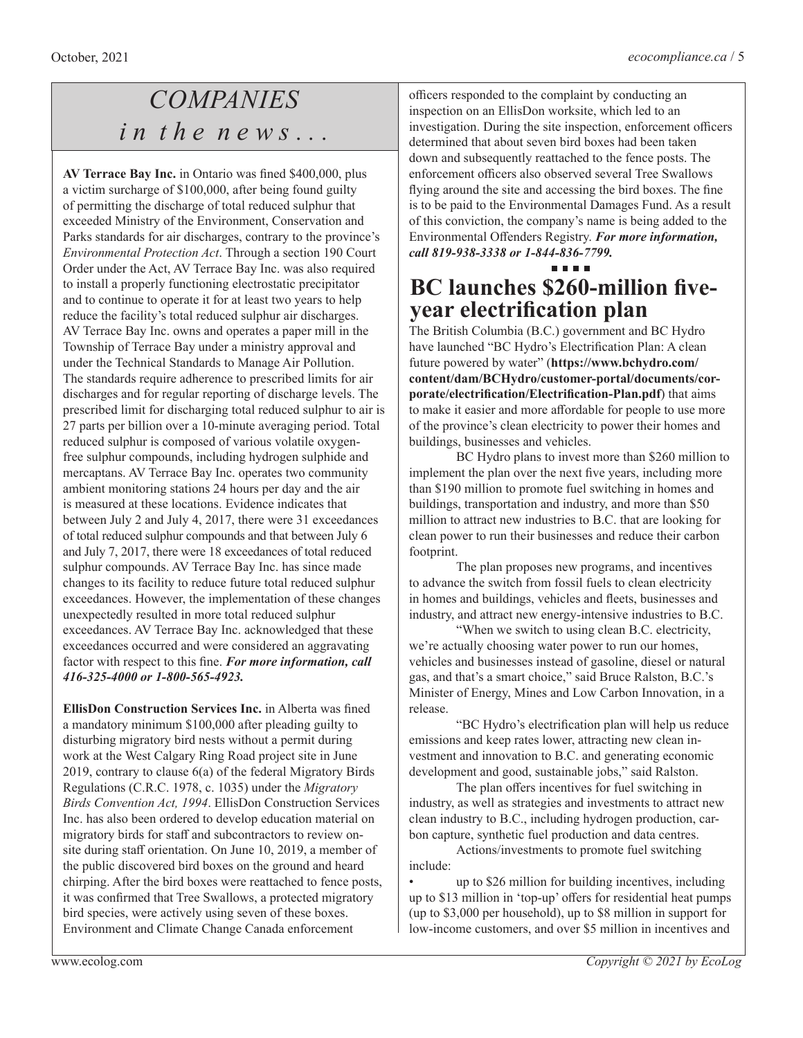# *COMPANIES in the news...*

**AV Terrace Bay Inc.** in Ontario was fined $400,000, plus a victim surcharge of $100,000, after being found guilty of permitting the discharge of total reduced sulphur that exceeded Ministry of the Environment, Conservation and Parks standards for air discharges, contrary to the province's *Environmental Protection Act*. Through a section 190 Court Order under the Act, AV Terrace Bay Inc. was also required to install a properly functioning electrostatic precipitator and to continue to operate it for at least two years to help reduce the facility's total reduced sulphur air discharges. AV Terrace Bay Inc. owns and operates a paper mill in the Township of Terrace Bay under a ministry approval and under the Technical Standards to Manage Air Pollution. The standards require adherence to prescribed limits for air discharges and for regular reporting of discharge levels. The prescribed limit for discharging total reduced sulphur to air is 27 parts per billion over a 10-minute averaging period. Total reduced sulphur is composed of various volatile oxygen-free sulphur compounds, including hydrogen sulphide and mercaptans. AV Terrace Bay Inc. operates two community ambient monitoring stations 24 hours per day and the air is measured at these locations. Evidence indicates that between July 2 and July 4, 2017, there were 31 exceedances of total reduced sulphur compounds and that between July 6 and July 7, 2017, there were 18 exceedances of total reduced sulphur compounds. AV Terrace Bay Inc. has since made changes to its facility to reduce future total reduced sulphur exceedances. However, the implementation of these changes unexpectedly resulted in more total reduced sulphur exceedances. AV Terrace Bay Inc. acknowledged that these exceedances occurred and were considered an aggravating factor with respect to this fine. ***For more information, call 416-325-4000 or 1-800-565-4923.***

**EllisDon Construction Services Inc.** in Alberta was fined a mandatory minimum $100,000 after pleading guilty to disturbing migratory bird nests without a permit during work at the West Calgary Ring Road project site in June 2019, contrary to clause 6(a) of the federal Migratory Birds Regulations (C.R.C. 1978, c. 1035) under the *Migratory Birds Convention Act, 1994*. EllisDon Construction Services Inc. has also been ordered to develop education material on migratory birds for staff and subcontractors to review on-site during staff orientation. On June 10, 2019, a member of the public discovered bird boxes on the ground and heard chirping. After the bird boxes were reattached to fence posts, it was confirmed that Tree Swallows, a protected migratory bird species, were actively using seven of these boxes. Environment and Climate Change Canada enforcement officers responded to the complaint by conducting an inspection on an EllisDon worksite, which led to an investigation. During the site inspection, enforcement officers determined that about seven bird boxes had been taken down and subsequently reattached to the fence posts. The enforcement officers also observed several Tree Swallows flying around the site and accessing the bird boxes. The fine is to be paid to the Environmental Damages Fund. As a result of this conviction, the company's name is being added to the Environmental Offenders Registry. ***For more information, call 819-938-3338 or 1-844-836-7799.***

■ ■ ■ ■

## BC launches $260-million five-year electrification plan

The British Columbia (B.C.) government and BC Hydro have launched "BC Hydro's Electrification Plan: A clean future powered by water" (**https://www.bchydro.com/content/dam/BCHydro/customer-portal/documents/corporate/electrification/Electrification-Plan.pdf**) that aims to make it easier and more affordable for people to use more of the province's clean electricity to power their homes and buildings, businesses and vehicles.

BC Hydro plans to invest more than $260 million to implement the plan over the next five years, including more than $190 million to promote fuel switching in homes and buildings, transportation and industry, and more than $50 million to attract new industries to B.C. that are looking for clean power to run their businesses and reduce their carbon footprint.

The plan proposes new programs, and incentives to advance the switch from fossil fuels to clean electricity in homes and buildings, vehicles and fleets, businesses and industry, and attract new energy-intensive industries to B.C.

"When we switch to using clean B.C. electricity, we're actually choosing water power to run our homes, vehicles and businesses instead of gasoline, diesel or natural gas, and that's a smart choice," said Bruce Ralston, B.C.'s Minister of Energy, Mines and Low Carbon Innovation, in a release.

"BC Hydro's electrification plan will help us reduce emissions and keep rates lower, attracting new clean investment and innovation to B.C. and generating economic development and good, sustainable jobs," said Ralston.

The plan offers incentives for fuel switching in industry, as well as strategies and investments to attract new clean industry to B.C., including hydrogen production, carbon capture, synthetic fuel production and data centres.

Actions/investments to promote fuel switching include:

- up to $26 million for building incentives, including up to $13 million in 'top-up' offers for residential heat pumps (up to $3,000 per household), up to $8 million in support for low-income customers, and over $5 million in incentives and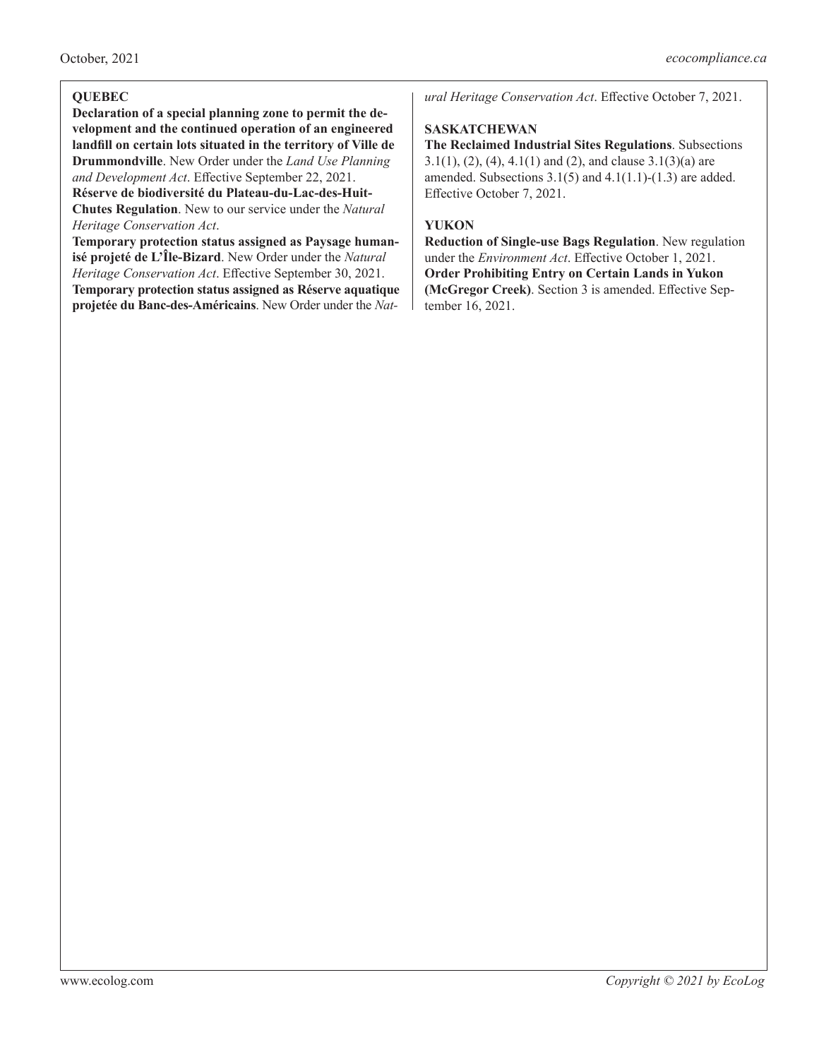**QUEBEC**

**Declaration of a special planning zone to permit the development and the continued operation of an engineered landfill on certain lots situated in the territory of Ville de Drummondville**. New Order under the *Land Use Planning and Development Act*. Effective September 22, 2021.

**Réserve de biodiversité du Plateau-du-Lac-des-Huit-Chutes Regulation**. New to our service under the *Natural Heritage Conservation Act*.

**Temporary protection status assigned as Paysage humanisé projeté de L'Île-Bizard**. New Order under the *Natural Heritage Conservation Act*. Effective September 30, 2021.

**Temporary protection status assigned as Réserve aquatique projetée du Banc-des-Américains**. New Order under the *Natural Heritage Conservation Act*. Effective October 7, 2021.

**SASKATCHEWAN**

**The Reclaimed Industrial Sites Regulations**. Subsections 3.1(1), (2), (4), 4.1(1) and (2), and clause 3.1(3)(a) are amended. Subsections 3.1(5) and 4.1(1.1)-(1.3) are added. Effective October 7, 2021.

**YUKON**

**Reduction of Single-use Bags Regulation**. New regulation under the *Environment Act*. Effective October 1, 2021.

**Order Prohibiting Entry on Certain Lands in Yukon (McGregor Creek)**. Section 3 is amended. Effective September 16, 2021.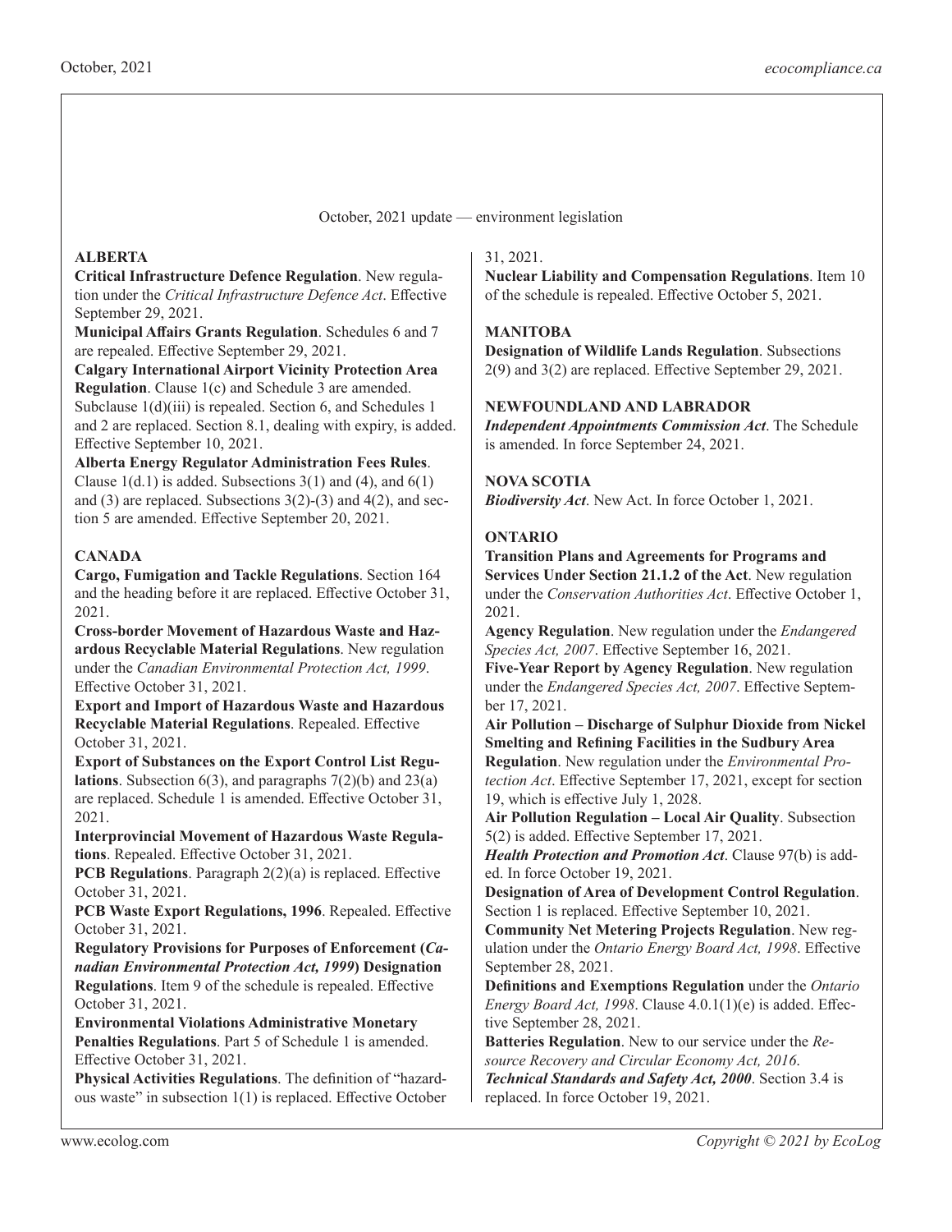October, 2021 update — environment legislation

## ALBERTA

**Critical Infrastructure Defence Regulation**. New regulation under the *Critical Infrastructure Defence Act*. Effective September 29, 2021.

**Municipal Affairs Grants Regulation**. Schedules 6 and 7 are repealed. Effective September 29, 2021.

**Calgary International Airport Vicinity Protection Area Regulation**. Clause 1(c) and Schedule 3 are amended. Subclause 1(d)(iii) is repealed. Section 6, and Schedules 1 and 2 are replaced. Section 8.1, dealing with expiry, is added. Effective September 10, 2021.

**Alberta Energy Regulator Administration Fees Rules**. Clause 1(d.1) is added. Subsections 3(1) and (4), and 6(1) and (3) are replaced. Subsections 3(2)-(3) and 4(2), and section 5 are amended. Effective September 20, 2021.

## CANADA

**Cargo, Fumigation and Tackle Regulations**. Section 164 and the heading before it are replaced. Effective October 31, 2021.

**Cross-border Movement of Hazardous Waste and Hazardous Recyclable Material Regulations**. New regulation under the *Canadian Environmental Protection Act, 1999*. Effective October 31, 2021.

**Export and Import of Hazardous Waste and Hazardous Recyclable Material Regulations**. Repealed. Effective October 31, 2021.

**Export of Substances on the Export Control List Regulations**. Subsection 6(3), and paragraphs 7(2)(b) and 23(a) are replaced. Schedule 1 is amended. Effective October 31, 2021.

**Interprovincial Movement of Hazardous Waste Regulations**. Repealed. Effective October 31, 2021.

**PCB Regulations**. Paragraph 2(2)(a) is replaced. Effective October 31, 2021.

**PCB Waste Export Regulations, 1996**. Repealed. Effective October 31, 2021.

**Regulatory Provisions for Purposes of Enforcement (*Canadian Environmental Protection Act, 1999*) Designation Regulations**. Item 9 of the schedule is repealed. Effective October 31, 2021.

**Environmental Violations Administrative Monetary Penalties Regulations**. Part 5 of Schedule 1 is amended. Effective October 31, 2021.

**Physical Activities Regulations**. The definition of "hazardous waste" in subsection 1(1) is replaced. Effective October 31, 2021.

**Nuclear Liability and Compensation Regulations**. Item 10 of the schedule is repealed. Effective October 5, 2021.

## MANITOBA

**Designation of Wildlife Lands Regulation**. Subsections 2(9) and 3(2) are replaced. Effective September 29, 2021.

## NEWFOUNDLAND AND LABRADOR

***Independent Appointments Commission Act***. The Schedule is amended. In force September 24, 2021.

## NOVA SCOTIA

***Biodiversity Act***. New Act. In force October 1, 2021.

## ONTARIO

**Transition Plans and Agreements for Programs and Services Under Section 21.1.2 of the Act**. New regulation under the *Conservation Authorities Act*. Effective October 1, 2021.

**Agency Regulation**. New regulation under the *Endangered Species Act, 2007*. Effective September 16, 2021.

**Five-Year Report by Agency Regulation**. New regulation under the *Endangered Species Act, 2007*. Effective September 17, 2021.

**Air Pollution – Discharge of Sulphur Dioxide from Nickel Smelting and Refining Facilities in the Sudbury Area Regulation**. New regulation under the *Environmental Protection Act*. Effective September 17, 2021, except for section 19, which is effective July 1, 2028.

**Air Pollution Regulation – Local Air Quality**. Subsection 5(2) is added. Effective September 17, 2021.

***Health Protection and Promotion Act***. Clause 97(b) is added. In force October 19, 2021.

**Designation of Area of Development Control Regulation**. Section 1 is replaced. Effective September 10, 2021.

**Community Net Metering Projects Regulation**. New regulation under the *Ontario Energy Board Act, 1998*. Effective September 28, 2021.

**Definitions and Exemptions Regulation** under the *Ontario Energy Board Act, 1998*. Clause 4.0.1(1)(e) is added. Effective September 28, 2021.

**Batteries Regulation**. New to our service under the *Resource Recovery and Circular Economy Act, 2016*.

***Technical Standards and Safety Act, 2000***. Section 3.4 is replaced. In force October 19, 2021.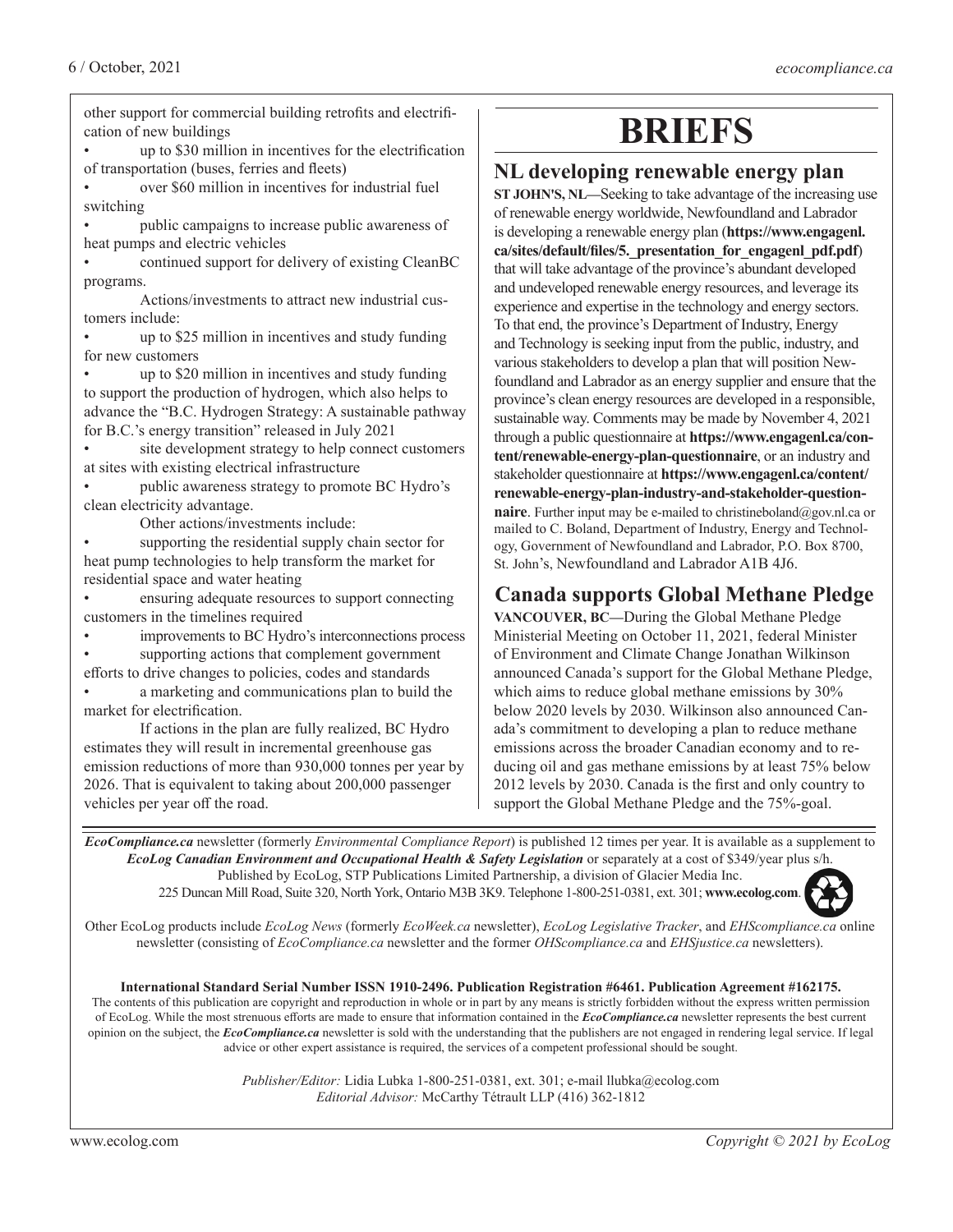other support for commercial building retrofits and electrification of new buildings

- up to $30 million in incentives for the electrification of transportation (buses, ferries and fleets)
- over $60 million in incentives for industrial fuel switching
- public campaigns to increase public awareness of heat pumps and electric vehicles
- continued support for delivery of existing CleanBC programs.

Actions/investments to attract new industrial customers include:

- up to $25 million in incentives and study funding for new customers
- up to $20 million in incentives and study funding to support the production of hydrogen, which also helps to advance the "B.C. Hydrogen Strategy: A sustainable pathway for B.C.'s energy transition" released in July 2021
- site development strategy to help connect customers at sites with existing electrical infrastructure
- public awareness strategy to promote BC Hydro's clean electricity advantage.

Other actions/investments include:

- supporting the residential supply chain sector for heat pump technologies to help transform the market for residential space and water heating
- ensuring adequate resources to support connecting customers in the timelines required
- improvements to BC Hydro's interconnections process
- supporting actions that complement government efforts to drive changes to policies, codes and standards
- a marketing and communications plan to build the market for electrification.

If actions in the plan are fully realized, BC Hydro estimates they will result in incremental greenhouse gas emission reductions of more than 930,000 tonnes per year by 2026. That is equivalent to taking about 200,000 passenger vehicles per year off the road.

# BRIEFS

## NL developing renewable energy plan

**ST JOHN'S, NL—**Seeking to take advantage of the increasing use of renewable energy worldwide, Newfoundland and Labrador is developing a renewable energy plan (**https://www.engagenl.ca/sites/default/files/5._presentation_for_engagenl_pdf.pdf**) that will take advantage of the province's abundant developed and undeveloped renewable energy resources, and leverage its experience and expertise in the technology and energy sectors. To that end, the province's Department of Industry, Energy and Technology is seeking input from the public, industry, and various stakeholders to develop a plan that will position Newfoundland and Labrador as an energy supplier and ensure that the province's clean energy resources are developed in a responsible, sustainable way. Comments may be made by November 4, 2021 through a public questionnaire at **https://www.engagenl.ca/content/renewable-energy-plan-questionnaire**, or an industry and stakeholder questionnaire at **https://www.engagenl.ca/content/renewable-energy-plan-industry-and-stakeholder-questionnaire**. Further input may be e-mailed to christineboland@gov.nl.ca or mailed to C. Boland, Department of Industry, Energy and Technology, Government of Newfoundland and Labrador, P.O. Box 8700, St. John's, Newfoundland and Labrador A1B 4J6.

## Canada supports Global Methane Pledge

**VANCOUVER, BC—**During the Global Methane Pledge Ministerial Meeting on October 11, 2021, federal Minister of Environment and Climate Change Jonathan Wilkinson announced Canada's support for the Global Methane Pledge, which aims to reduce global methane emissions by 30% below 2020 levels by 2030. Wilkinson also announced Canada's commitment to developing a plan to reduce methane emissions across the broader Canadian economy and to reducing oil and gas methane emissions by at least 75% below 2012 levels by 2030. Canada is the first and only country to support the Global Methane Pledge and the 75%-goal.

---

***EcoCompliance.ca*** newsletter (formerly *Environmental Compliance Report*) is published 12 times per year. It is available as a supplement to ***EcoLog Canadian Environment and Occupational Health & Safety Legislation*** or separately at a cost of $349/year plus s/h. Published by EcoLog, STP Publications Limited Partnership, a division of Glacier Media Inc. 225 Duncan Mill Road, Suite 320, North York, Ontario M3B 3K9. Telephone 1-800-251-0381, ext. 301; **www.ecolog.com**.

Other EcoLog products include *EcoLog News* (formerly *EcoWeek.ca* newsletter), *EcoLog Legislative Tracker*, and *EHScompliance.ca* online newsletter (consisting of *EcoCompliance.ca* newsletter and the former *OHScompliance.ca* and *EHSjustice.ca* newsletters).

**International Standard Serial Number ISSN 1910-2496. Publication Registration #6461. Publication Agreement #162175.**

The contents of this publication are copyright and reproduction in whole or in part by any means is strictly forbidden without the express written permission of EcoLog. While the most strenuous efforts are made to ensure that information contained in the ***EcoCompliance.ca*** newsletter represents the best current opinion on the subject, the ***EcoCompliance.ca*** newsletter is sold with the understanding that the publishers are not engaged in rendering legal service. If legal advice or other expert assistance is required, the services of a competent professional should be sought.

*Publisher/Editor:* Lidia Lubka 1-800-251-0381, ext. 301; e-mail llubka@ecolog.com

*Editorial Advisor:* McCarthy Tétrault LLP (416) 362-1812